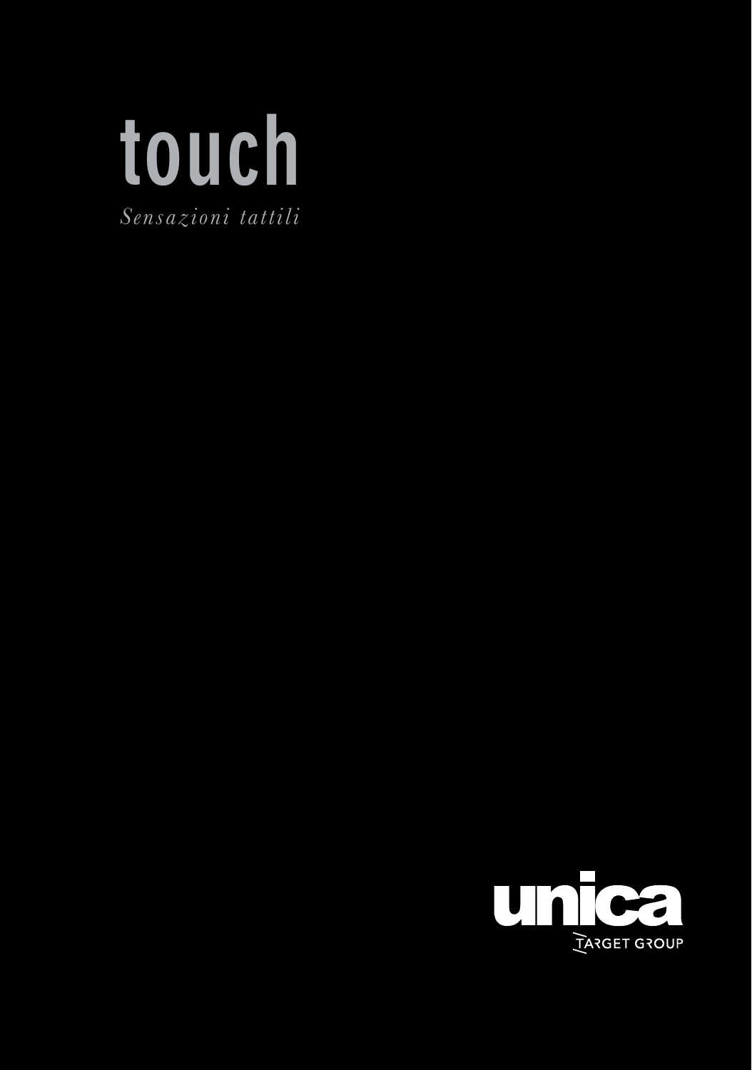# touch

*Sensazioni tattili*

unica
TARGET GROUP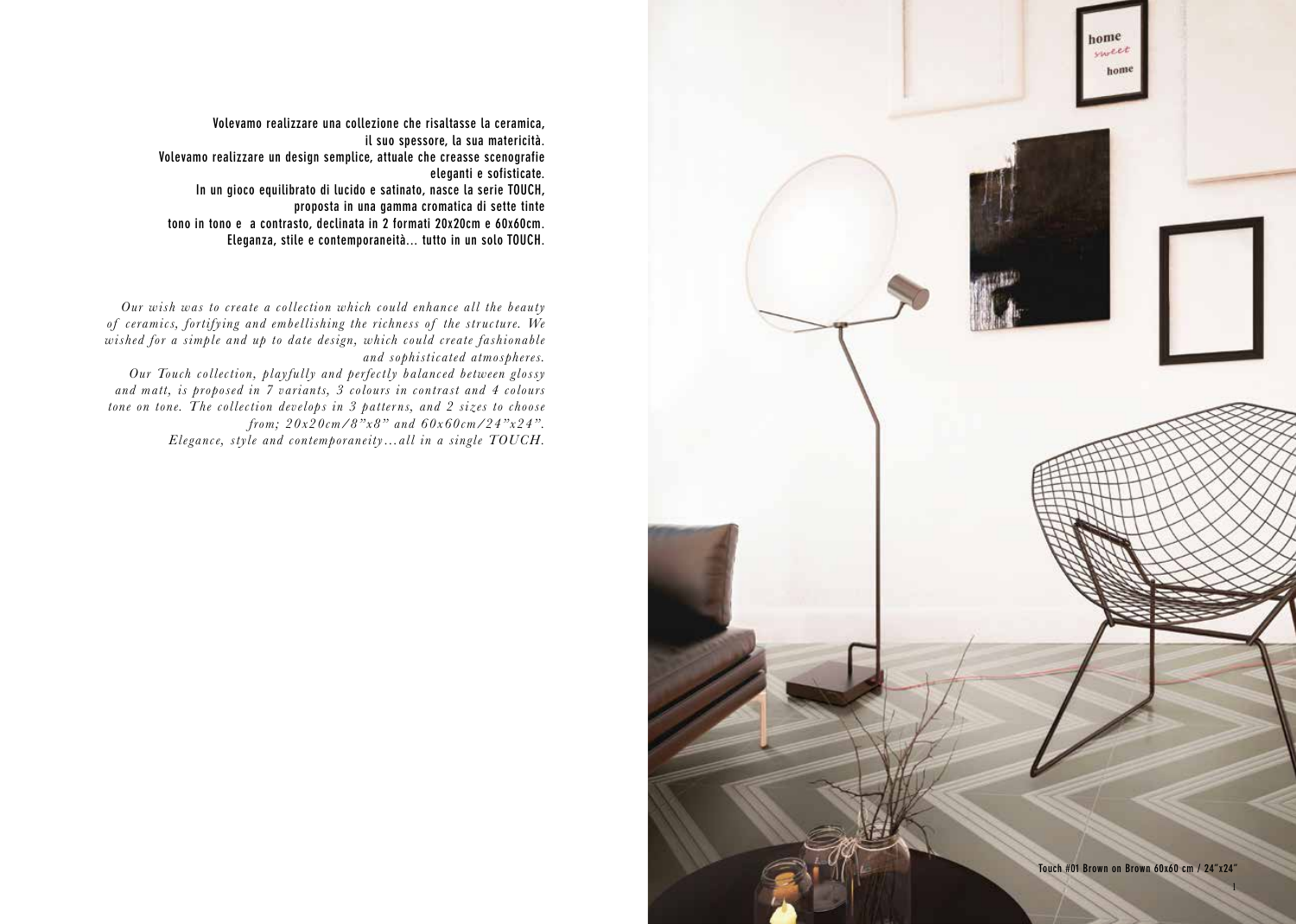**Volevamo realizzare una collezione che risaltasse la ceramica, il suo spessore, la sua matericità. Volevamo realizzare un design semplice, attuale che creasse scenografie eleganti e sofisticate. In un gioco equilibrato di lucido e satinato, nasce la serie TOUCH, proposta in una gamma cromatica di sette tinte tono in tono e a contrasto, declinata in 2 formati 20x20cm e 60x60cm. Eleganza, stile e contemporaneità... tutto in un solo TOUCH.**

*Our wish was to create a collection which could enhance all the beauty of ceramics, fortifying and embellishing the richness of the structure. We wished for a simple and up to date design, which could create fashionable and sophisticated atmospheres. Our Touch collection, playfully and perfectly balanced between glossy and matt, is proposed in 7 variants, 3 colours in contrast and 4 colours tone on tone. The collection develops in 3 patterns, and 2 sizes to choose from; 20x20cm/8"x8" and 60x60cm/24"x24". Elegance, style and contemporaneity...all in a single TOUCH.*

Touch #01 Brown on Brown 60x60 cm / 24"x24"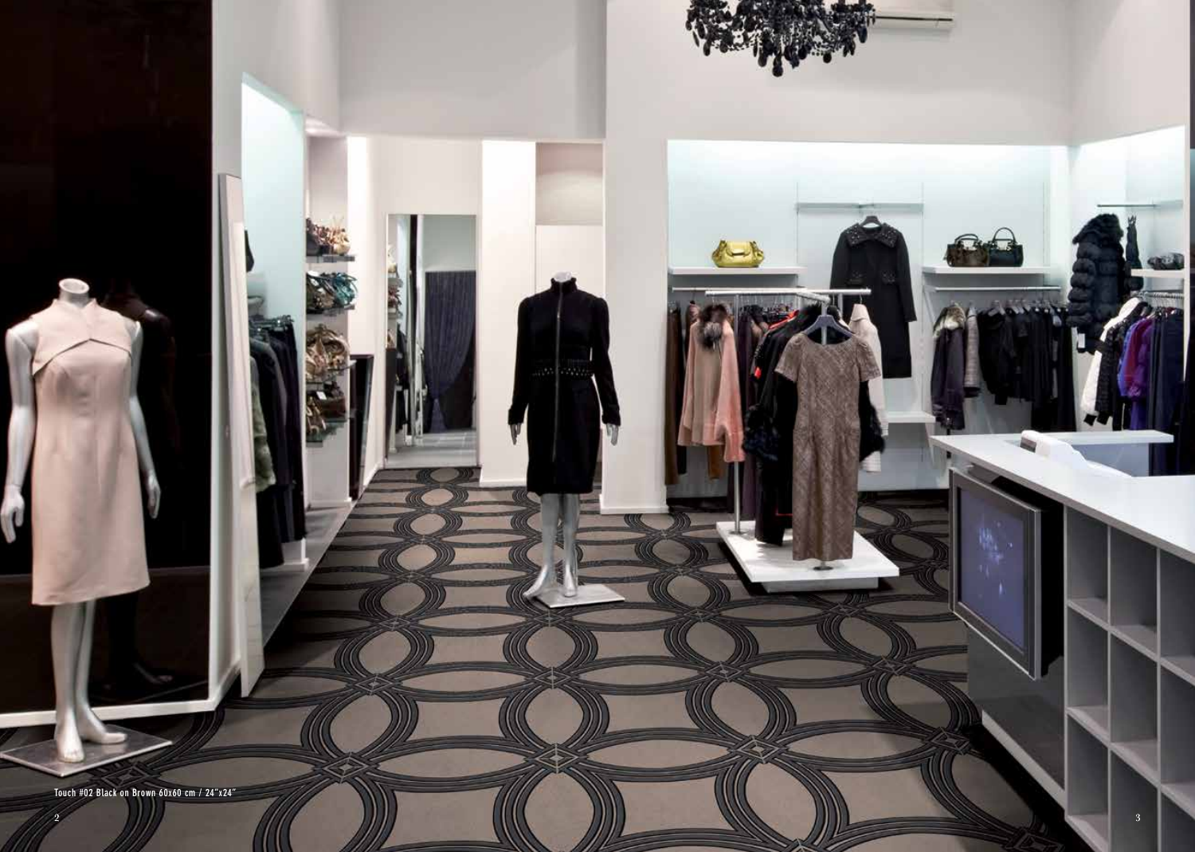Touch #02 Black on Brown 60x60 cm / 24"x24"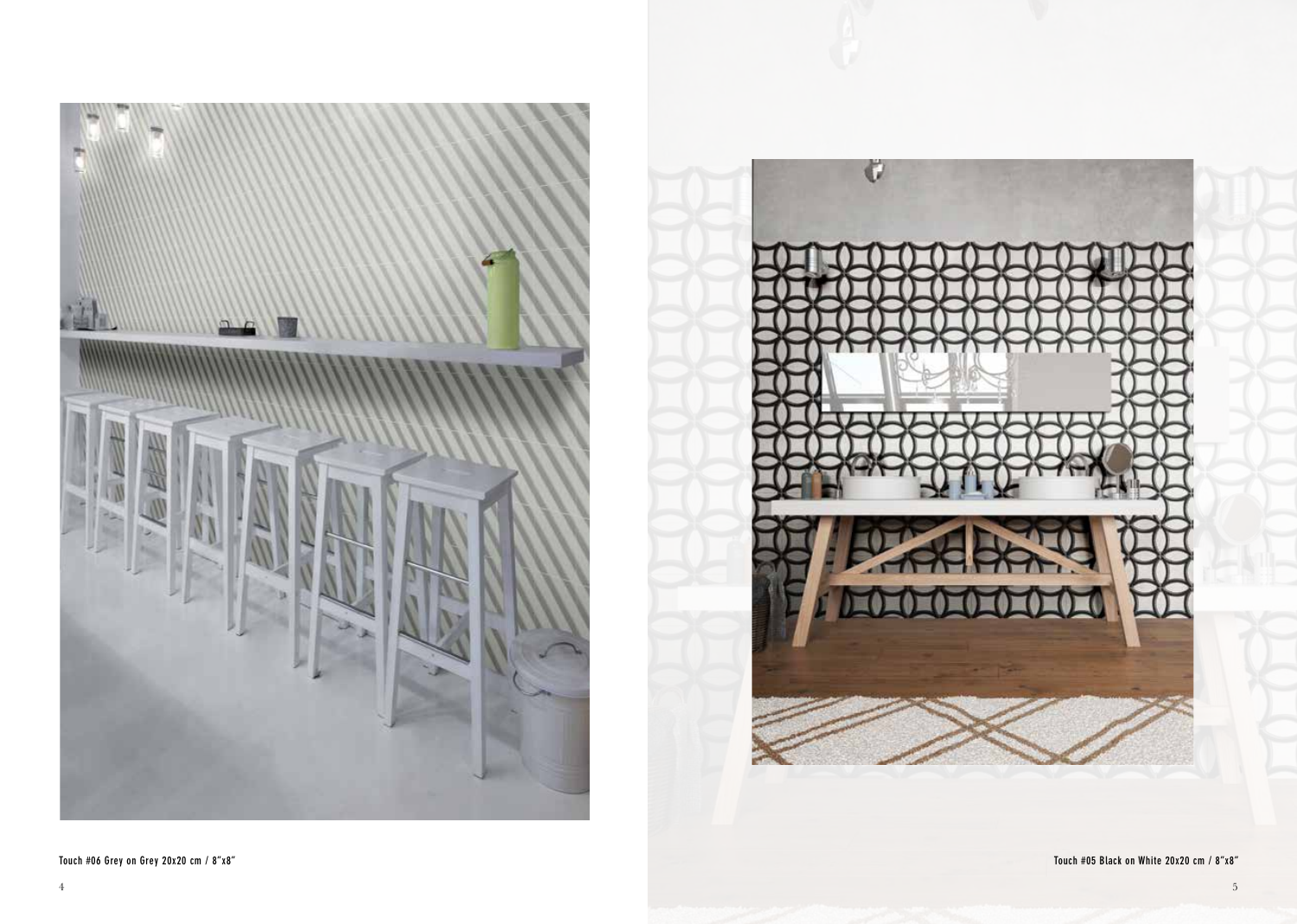Touch #06 Grey on Grey 20x20 cm / 8"x8"

Touch #05 Black on White 20x20 cm / 8"x8"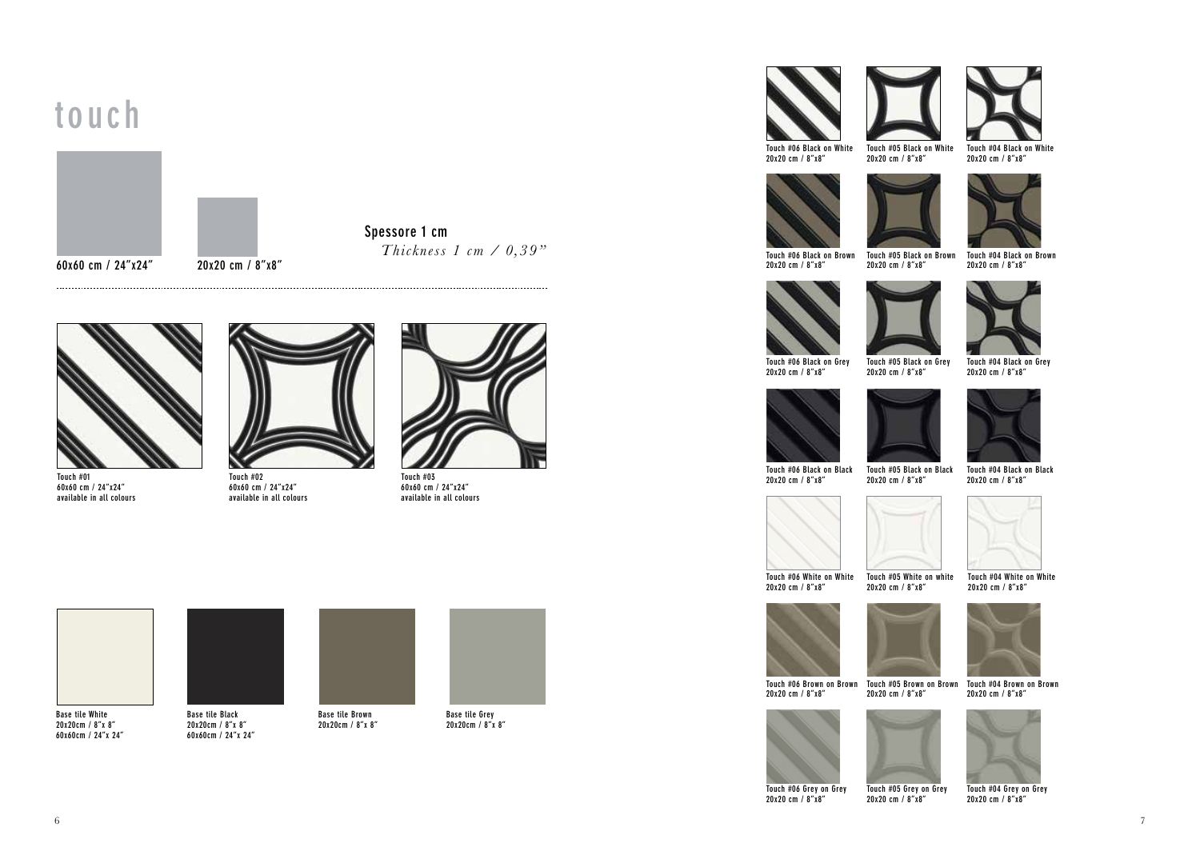# touch

60x60 cm / 24"x24"

20x20 cm / 8"x8"

**Spessore 1 cm**
*Thickness 1 cm / 0,39"*

Touch #01
60x60 cm / 24"x24"
available in all colours

Touch #02
60x60 cm / 24"x24"
available in all colours

Touch #03
60x60 cm / 24"x24"
available in all colours

Base tile White
20x20cm / 8"x 8"
60x60cm / 24"x 24"

Base tile Black
20x20cm / 8"x 8"
60x60cm / 24"x 24"

Base tile Brown
20x20cm / 8"x 8"

Base tile Grey
20x20cm / 8"x 8"

Touch #06 Black on White
20x20 cm / 8"x8"

Touch #05 Black on White
20x20 cm / 8"x8"

Touch #04 Black on White
20x20 cm / 8"x8"

Touch #06 Black on Brown
20x20 cm / 8"x8"

Touch #05 Black on Brown
20x20 cm / 8"x8"

Touch #04 Black on Brown
20x20 cm / 8"x8"

Touch #06 Black on Grey
20x20 cm / 8"x8"

Touch #05 Black on Grey
20x20 cm / 8"x8"

Touch #04 Black on Grey
20x20 cm / 8"x8"

Touch #06 Black on Black
20x20 cm / 8"x8"

Touch #05 Black on Black
20x20 cm / 8"x8"

Touch #04 Black on Black
20x20 cm / 8"x8"

Touch #06 White on White
20x20 cm / 8"x8"

Touch #05 White on white
20x20 cm / 8"x8"

Touch #04 White on White
20x20 cm / 8"x8"

Touch #06 Brown on Brown
20x20 cm / 8"x8"

Touch #05 Brown on Brown
20x20 cm / 8"x8"

Touch #04 Brown on Brown
20x20 cm / 8"x8"

Touch #06 Grey on Grey
20x20 cm / 8"x8"

Touch #05 Grey on Grey
20x20 cm / 8"x8"

Touch #04 Grey on Grey
20x20 cm / 8"x8"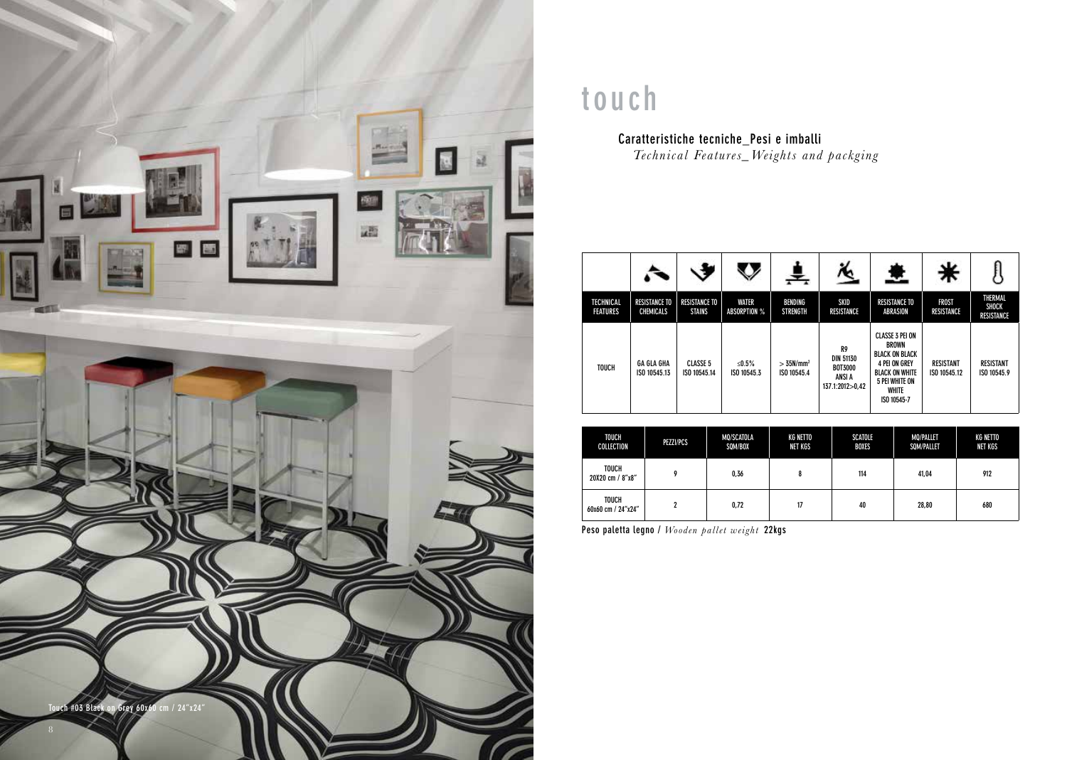Touch #03 Black on Grey 60x60 cm / 24"x24"

# touch

## Caratteristiche tecniche_Pesi e imballi

*Technical Features_Weights and packging*

| TECHNICAL FEATURES | RESISTANCE TO CHEMICALS | RESISTANCE TO STAINS | WATER ABSORPTION % | BENDING STRENGTH | SKID RESISTANCE | RESISTANCE TO ABRASION | FROST RESISTANCE | THERMAL SHOCK RESISTANCE |
|---|---|---|---|---|---|---|---|---|
| TOUCH | GA GLA GHA ISO 10545.13 | CLASSE 5 ISO 10545.14 | ≤0.5% ISO 10545.3 | > 35N/mm² ISO 10545.4 | R9 DIN 51130 BOT3000 ANSI A 137.1:2012>0,42 | CLASSE 3 PEI ON BROWN BLACK ON BLACK 4 PEI ON GREY BLACK ON WHITE 5 PEI WHITE ON WHITE ISO 10545-7 | RESISTANT ISO 10545.12 | RESISTANT ISO 10545.9 |

| TOUCH COLLECTION | PEZZI/PCS | MQ/SCATOLA SQM/BOX | KG NETTO NET KGS | SCATOLE BOXES | MQ/PALLET SQM/PALLET | KG NETTO NET KGS |
|---|---|---|---|---|---|---|
| TOUCH 20X20 cm / 8"x8" | 9 | 0,36 | 8 | 114 | 41,04 | 912 |
| TOUCH 60x60 cm / 24"x24" | 2 | 0,72 | 17 | 40 | 28,80 | 680 |

**Peso paletta legno** / *Wooden pallet weight* **22kgs**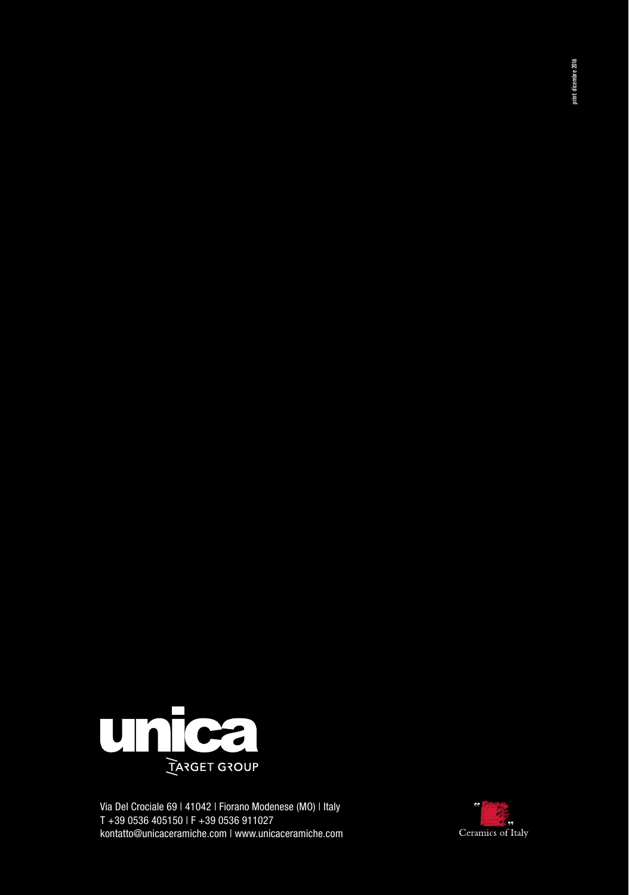print dicembre 2016

unica

TARGET GROUP

Via Del Crociale 69 | 41042 | Fiorano Modenese (MO) | Italy
T +39 0536 405150 | F +39 0536 911027
kontatto@unicaceramiche.com | www.unicaceramiche.com

Ceramics of Italy